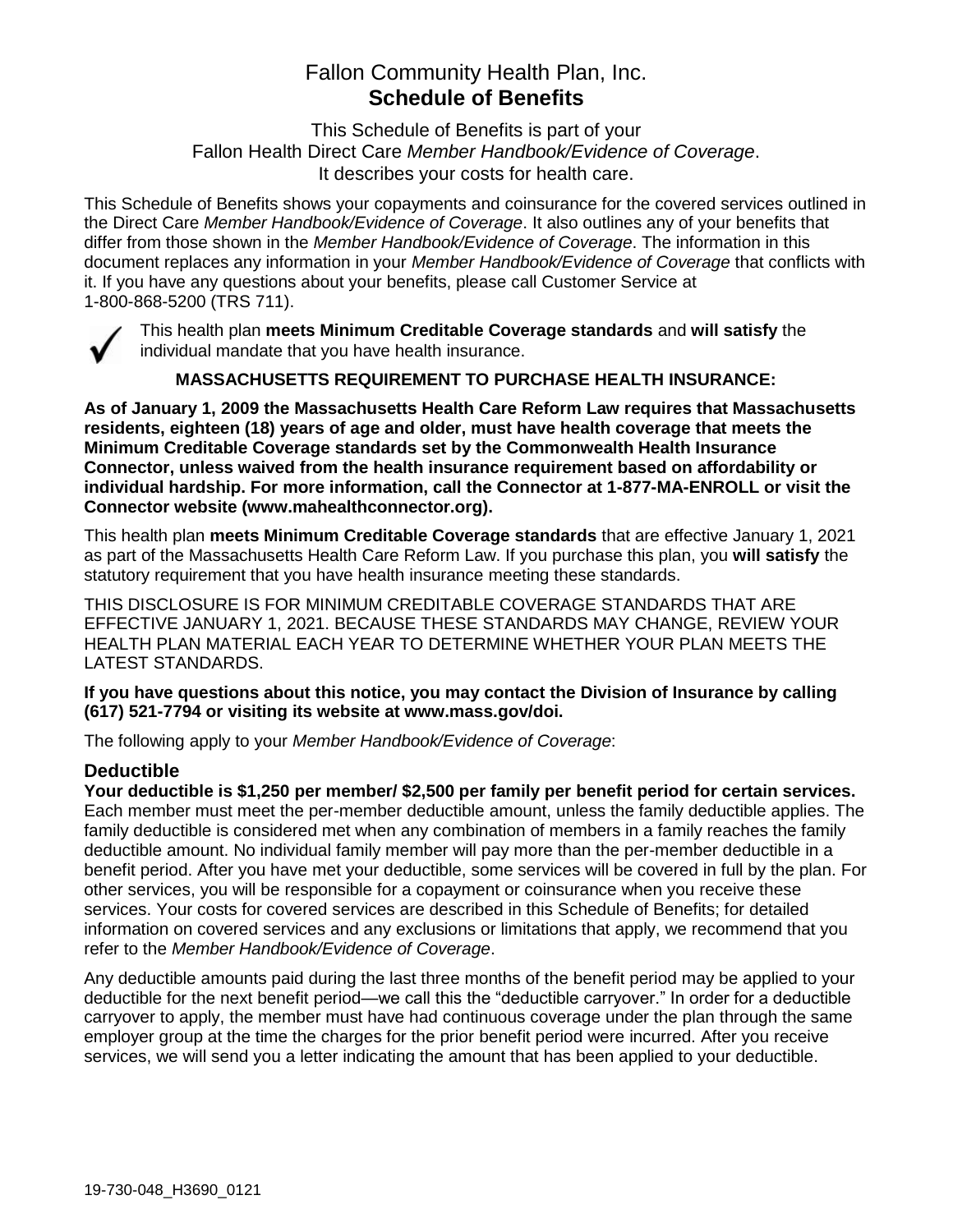# Fallon Community Health Plan, Inc.
# **Schedule of Benefits**

This Schedule of Benefits is part of your
Fallon Health Direct Care *Member Handbook/Evidence of Coverage*.
It describes your costs for health care.

This Schedule of Benefits shows your copayments and coinsurance for the covered services outlined in the Direct Care *Member Handbook/Evidence of Coverage*. It also outlines any of your benefits that differ from those shown in the *Member Handbook/Evidence of Coverage*. The information in this document replaces any information in your *Member Handbook/Evidence of Coverage* that conflicts with it. If you have any questions about your benefits, please call Customer Service at 1-800-868-5200 (TRS 711).

✓ This health plan **meets Minimum Creditable Coverage standards** and **will satisfy** the individual mandate that you have health insurance.

**MASSACHUSETTS REQUIREMENT TO PURCHASE HEALTH INSURANCE:**

**As of January 1, 2009 the Massachusetts Health Care Reform Law requires that Massachusetts residents, eighteen (18) years of age and older, must have health coverage that meets the Minimum Creditable Coverage standards set by the Commonwealth Health Insurance Connector, unless waived from the health insurance requirement based on affordability or individual hardship. For more information, call the Connector at 1-877-MA-ENROLL or visit the Connector website (www.mahealthconnector.org).**

This health plan **meets Minimum Creditable Coverage standards** that are effective January 1, 2021 as part of the Massachusetts Health Care Reform Law. If you purchase this plan, you **will satisfy** the statutory requirement that you have health insurance meeting these standards.

THIS DISCLOSURE IS FOR MINIMUM CREDITABLE COVERAGE STANDARDS THAT ARE EFFECTIVE JANUARY 1, 2021. BECAUSE THESE STANDARDS MAY CHANGE, REVIEW YOUR HEALTH PLAN MATERIAL EACH YEAR TO DETERMINE WHETHER YOUR PLAN MEETS THE LATEST STANDARDS.

**If you have questions about this notice, you may contact the Division of Insurance by calling (617) 521-7794 or visiting its website at www.mass.gov/doi.**

The following apply to your *Member Handbook/Evidence of Coverage*:

## Deductible

**Your deductible is $1,250 per member/ $2,500 per family per benefit period for certain services.** Each member must meet the per-member deductible amount, unless the family deductible applies. The family deductible is considered met when any combination of members in a family reaches the family deductible amount. No individual family member will pay more than the per-member deductible in a benefit period. After you have met your deductible, some services will be covered in full by the plan. For other services, you will be responsible for a copayment or coinsurance when you receive these services. Your costs for covered services are described in this Schedule of Benefits; for detailed information on covered services and any exclusions or limitations that apply, we recommend that you refer to the *Member Handbook/Evidence of Coverage*.

Any deductible amounts paid during the last three months of the benefit period may be applied to your deductible for the next benefit period—we call this the "deductible carryover." In order for a deductible carryover to apply, the member must have had continuous coverage under the plan through the same employer group at the time the charges for the prior benefit period were incurred. After you receive services, we will send you a letter indicating the amount that has been applied to your deductible.

19-730-048_H3690_0121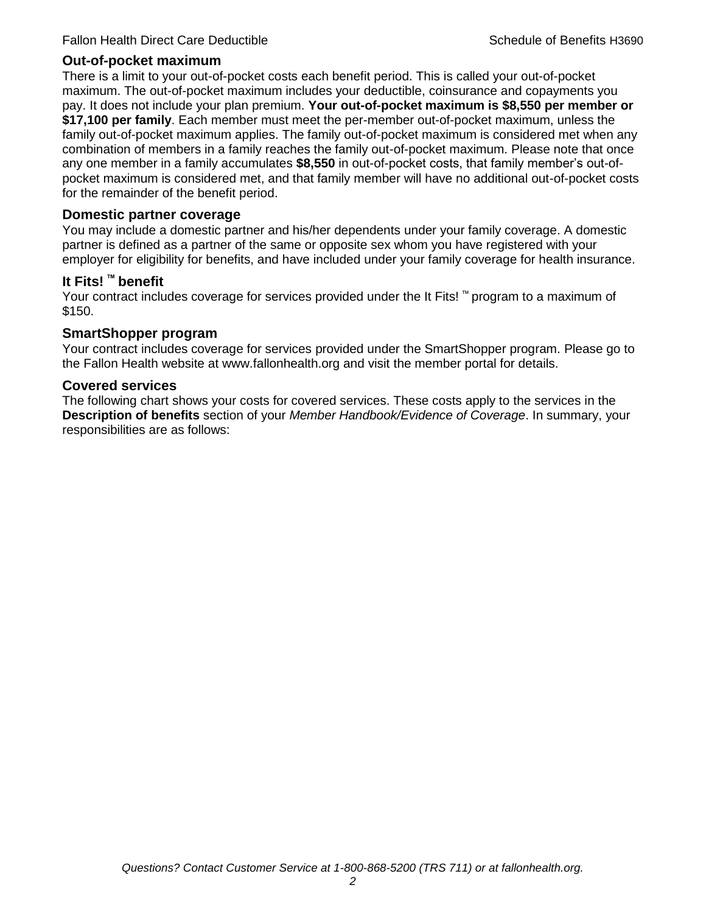## Out-of-pocket maximum

There is a limit to your out-of-pocket costs each benefit period. This is called your out-of-pocket maximum. The out-of-pocket maximum includes your deductible, coinsurance and copayments you pay. It does not include your plan premium. **Your out-of-pocket maximum is $8,550 per member or $17,100 per family**. Each member must meet the per-member out-of-pocket maximum, unless the family out-of-pocket maximum applies. The family out-of-pocket maximum is considered met when any combination of members in a family reaches the family out-of-pocket maximum. Please note that once any one member in a family accumulates **$8,550** in out-of-pocket costs, that family member's out-of-pocket maximum is considered met, and that family member will have no additional out-of-pocket costs for the remainder of the benefit period.

## Domestic partner coverage

You may include a domestic partner and his/her dependents under your family coverage. A domestic partner is defined as a partner of the same or opposite sex whom you have registered with your employer for eligibility for benefits, and have included under your family coverage for health insurance.

## It Fits! ™ benefit

Your contract includes coverage for services provided under the It Fits! ™ program to a maximum of $150.

## SmartShopper program

Your contract includes coverage for services provided under the SmartShopper program. Please go to the Fallon Health website at www.fallonhealth.org and visit the member portal for details.

## Covered services

The following chart shows your costs for covered services. These costs apply to the services in the **Description of benefits** section of your *Member Handbook/Evidence of Coverage*. In summary, your responsibilities are as follows: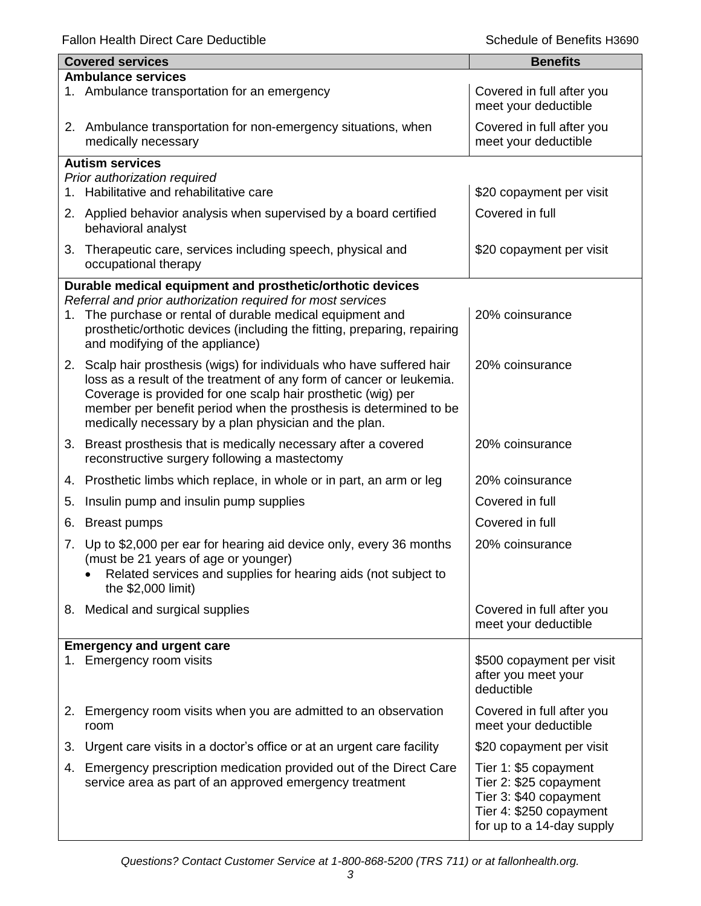| Covered services | Benefits |
|---|---|
| **Ambulance services** | |
| 1. Ambulance transportation for an emergency | Covered in full after you meet your deductible |
| 2. Ambulance transportation for non-emergency situations, when medically necessary | Covered in full after you meet your deductible |
| **Autism services**<br>*Prior authorization required* | |
| 1. Habilitative and rehabilitative care | $20 copayment per visit |
| 2. Applied behavior analysis when supervised by a board certified behavioral analyst | Covered in full |
| 3. Therapeutic care, services including speech, physical and occupational therapy | $20 copayment per visit |
| **Durable medical equipment and prosthetic/orthotic devices**<br>*Referral and prior authorization required for most services* | |
| 1. The purchase or rental of durable medical equipment and prosthetic/orthotic devices (including the fitting, preparing, repairing and modifying of the appliance) | 20% coinsurance |
| 2. Scalp hair prosthesis (wigs) for individuals who have suffered hair loss as a result of the treatment of any form of cancer or leukemia. Coverage is provided for one scalp hair prosthetic (wig) per member per benefit period when the prosthesis is determined to be medically necessary by a plan physician and the plan. | 20% coinsurance |
| 3. Breast prosthesis that is medically necessary after a covered reconstructive surgery following a mastectomy | 20% coinsurance |
| 4. Prosthetic limbs which replace, in whole or in part, an arm or leg | 20% coinsurance |
| 5. Insulin pump and insulin pump supplies | Covered in full |
| 6. Breast pumps | Covered in full |
| 7. Up to $2,000 per ear for hearing aid device only, every 36 months (must be 21 years of age or younger)<br>• Related services and supplies for hearing aids (not subject to the $2,000 limit) | 20% coinsurance |
| 8. Medical and surgical supplies | Covered in full after you meet your deductible |
| **Emergency and urgent care** | |
| 1. Emergency room visits | $500 copayment per visit after you meet your deductible |
| 2. Emergency room visits when you are admitted to an observation room | Covered in full after you meet your deductible |
| 3. Urgent care visits in a doctor's office or at an urgent care facility | $20 copayment per visit |
| 4. Emergency prescription medication provided out of the Direct Care service area as part of an approved emergency treatment | Tier 1: $5 copayment<br>Tier 2: $25 copayment<br>Tier 3: $40 copayment<br>Tier 4: $250 copayment<br>for up to a 14-day supply |

*Questions? Contact Customer Service at 1-800-868-5200 (TRS 711) or at fallonhealth.org.*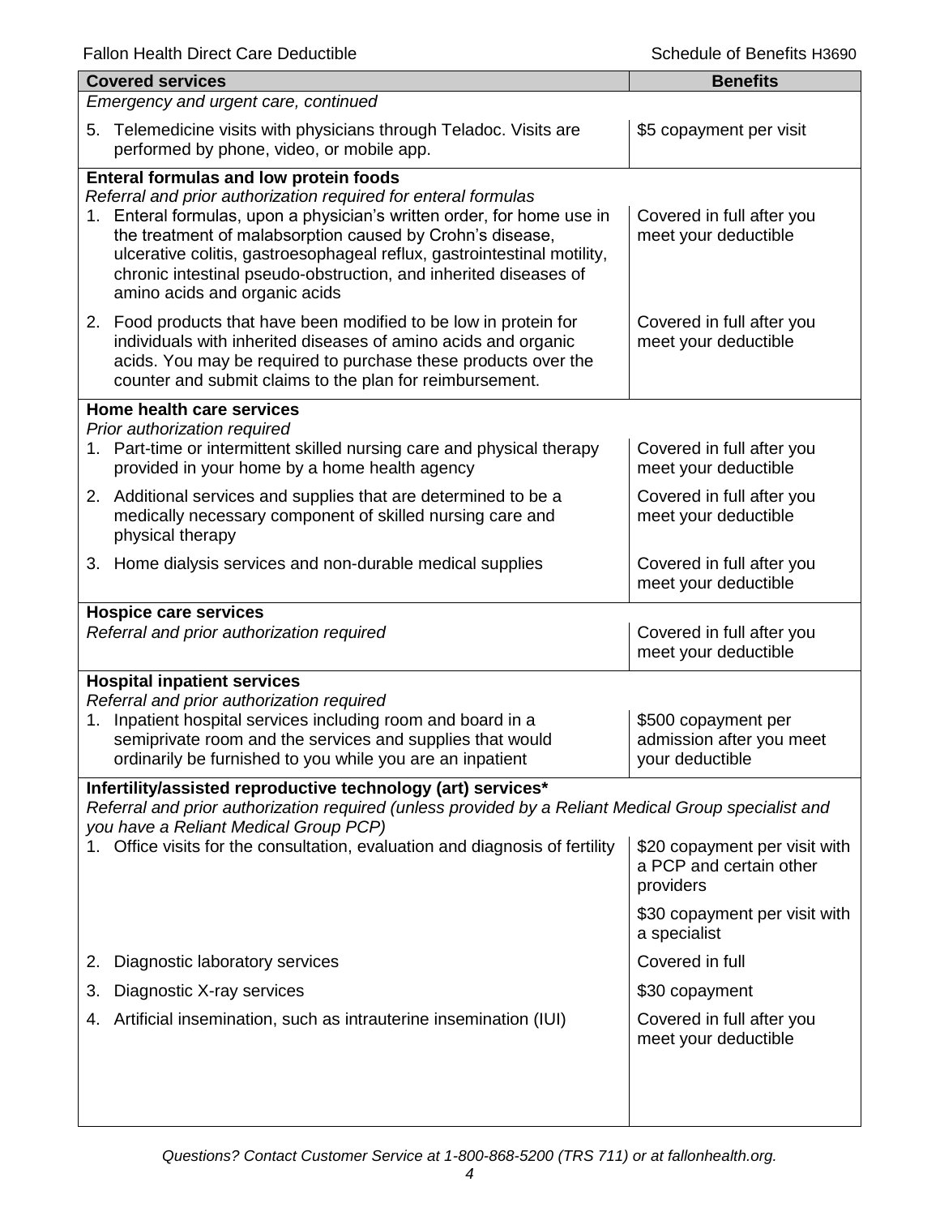| Covered services | Benefits |
|---|---|
| *Emergency and urgent care, continued* | |
| 5. Telemedicine visits with physicians through Teladoc. Visits are performed by phone, video, or mobile app. | $5 copayment per visit |
| **Enteral formulas and low protein foods** *Referral and prior authorization required for enteral formulas* | |
| 1. Enteral formulas, upon a physician's written order, for home use in the treatment of malabsorption caused by Crohn's disease, ulcerative colitis, gastroesophageal reflux, gastrointestinal motility, chronic intestinal pseudo-obstruction, and inherited diseases of amino acids and organic acids | Covered in full after you meet your deductible |
| 2. Food products that have been modified to be low in protein for individuals with inherited diseases of amino acids and organic acids. You may be required to purchase these products over the counter and submit claims to the plan for reimbursement. | Covered in full after you meet your deductible |
| **Home health care services** *Prior authorization required* | |
| 1. Part-time or intermittent skilled nursing care and physical therapy provided in your home by a home health agency | Covered in full after you meet your deductible |
| 2. Additional services and supplies that are determined to be a medically necessary component of skilled nursing care and physical therapy | Covered in full after you meet your deductible |
| 3. Home dialysis services and non-durable medical supplies | Covered in full after you meet your deductible |
| **Hospice care services** *Referral and prior authorization required* | Covered in full after you meet your deductible |
| **Hospital inpatient services** *Referral and prior authorization required* | |
| 1. Inpatient hospital services including room and board in a semiprivate room and the services and supplies that would ordinarily be furnished to you while you are an inpatient | $500 copayment per admission after you meet your deductible |
| **Infertility/assisted reproductive technology (art) services*** *Referral and prior authorization required (unless provided by a Reliant Medical Group specialist and you have a Reliant Medical Group PCP)* | |
| 1. Office visits for the consultation, evaluation and diagnosis of fertility | $20 copayment per visit with a PCP and certain other providers<br><br>$30 copayment per visit with a specialist |
| 2. Diagnostic laboratory services | Covered in full |
| 3. Diagnostic X-ray services | $30 copayment |
| 4. Artificial insemination, such as intrauterine insemination (IUI) | Covered in full after you meet your deductible |

*Questions? Contact Customer Service at 1-800-868-5200 (TRS 711) or at fallonhealth.org.*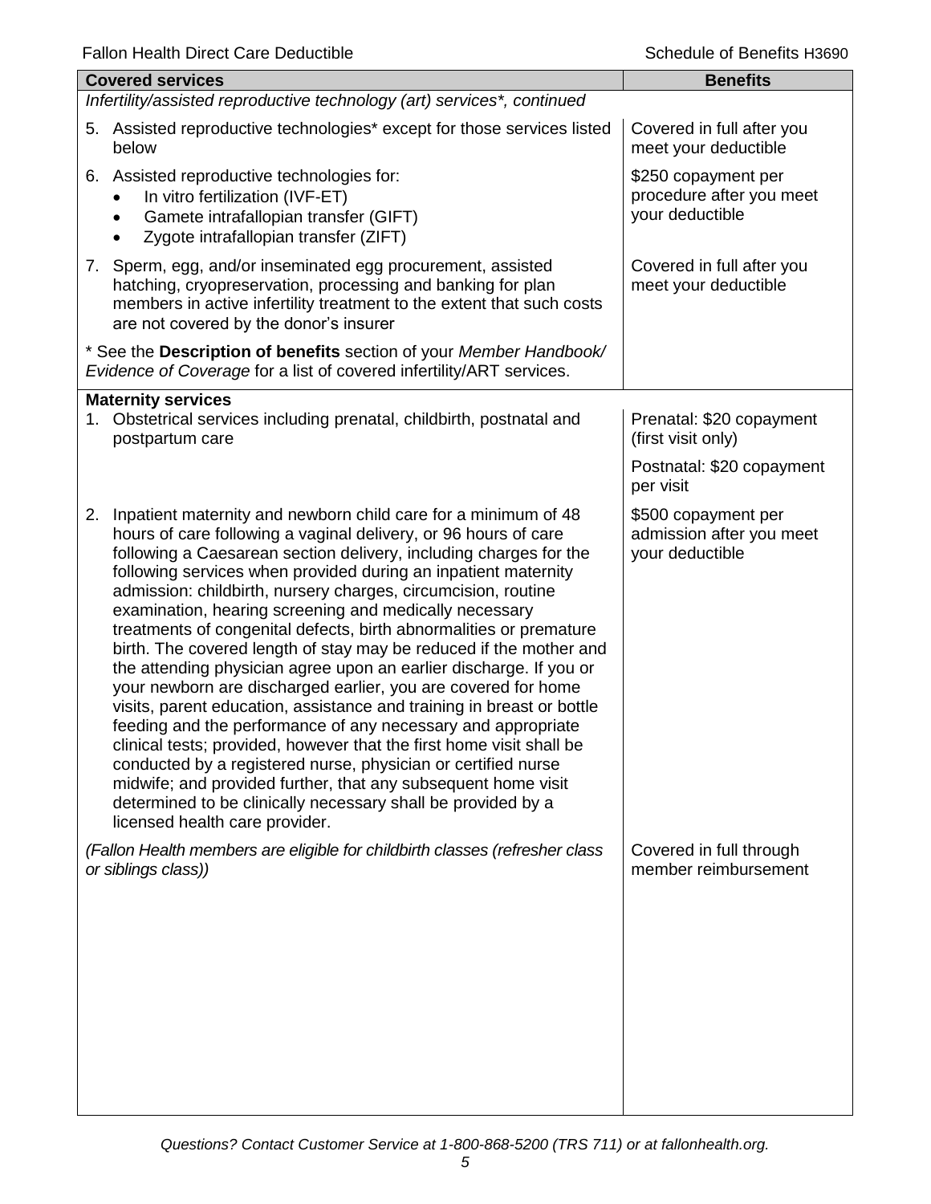| Covered services | Benefits |
|---|---|
| *Infertility/assisted reproductive technology (art) services\*, continued* | |
| 5. Assisted reproductive technologies* except for those services listed below | Covered in full after you meet your deductible |
| 6. Assisted reproductive technologies for: <br>• In vitro fertilization (IVF-ET) <br>• Gamete intrafallopian transfer (GIFT) <br>• Zygote intrafallopian transfer (ZIFT) | $250 copayment per procedure after you meet your deductible |
| 7. Sperm, egg, and/or inseminated egg procurement, assisted hatching, cryopreservation, processing and banking for plan members in active infertility treatment to the extent that such costs are not covered by the donor's insurer | Covered in full after you meet your deductible |
| * See the **Description of benefits** section of your *Member Handbook/ Evidence of Coverage* for a list of covered infertility/ART services. | |
| **Maternity services** | |
| 1. Obstetrical services including prenatal, childbirth, postnatal and postpartum care | Prenatal: $20 copayment (first visit only) <br><br> Postnatal: $20 copayment per visit |
| 2. Inpatient maternity and newborn child care for a minimum of 48 hours of care following a vaginal delivery, or 96 hours of care following a Caesarean section delivery, including charges for the following services when provided during an inpatient maternity admission: childbirth, nursery charges, circumcision, routine examination, hearing screening and medically necessary treatments of congenital defects, birth abnormalities or premature birth. The covered length of stay may be reduced if the mother and the attending physician agree upon an earlier discharge. If you or your newborn are discharged earlier, you are covered for home visits, parent education, assistance and training in breast or bottle feeding and the performance of any necessary and appropriate clinical tests; provided, however that the first home visit shall be conducted by a registered nurse, physician or certified nurse midwife; and provided further, that any subsequent home visit determined to be clinically necessary shall be provided by a licensed health care provider. | $500 copayment per admission after you meet your deductible |
| *(Fallon Health members are eligible for childbirth classes (refresher class or siblings class))* | Covered in full through member reimbursement |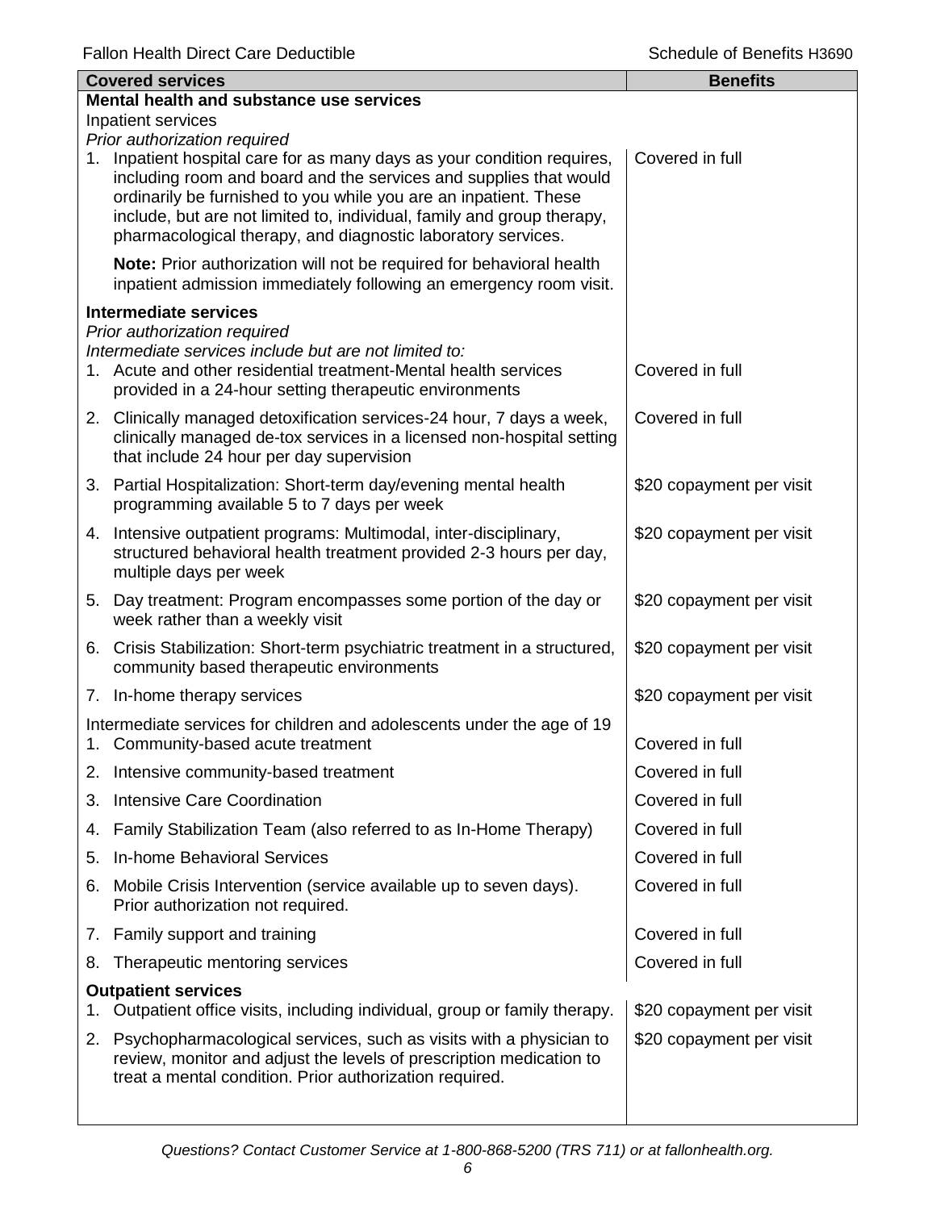| Covered services | Benefits |
|---|---|
| **Mental health and substance use services** | |
| Inpatient services | |
| *Prior authorization required* | |
| 1. Inpatient hospital care for as many days as your condition requires, including room and board and the services and supplies that would ordinarily be furnished to you while you are an inpatient. These include, but are not limited to, individual, family and group therapy, pharmacological therapy, and diagnostic laboratory services. | Covered in full |
| **Note:** Prior authorization will not be required for behavioral health inpatient admission immediately following an emergency room visit. | |
| **Intermediate services** | |
| *Prior authorization required* | |
| *Intermediate services include but are not limited to:* | |
| 1. Acute and other residential treatment-Mental health services provided in a 24-hour setting therapeutic environments | Covered in full |
| 2. Clinically managed detoxification services-24 hour, 7 days a week, clinically managed de-tox services in a licensed non-hospital setting that include 24 hour per day supervision | Covered in full |
| 3. Partial Hospitalization: Short-term day/evening mental health programming available 5 to 7 days per week | $20 copayment per visit |
| 4. Intensive outpatient programs: Multimodal, inter-disciplinary, structured behavioral health treatment provided 2-3 hours per day, multiple days per week | $20 copayment per visit |
| 5. Day treatment: Program encompasses some portion of the day or week rather than a weekly visit | $20 copayment per visit |
| 6. Crisis Stabilization: Short-term psychiatric treatment in a structured, community based therapeutic environments | $20 copayment per visit |
| 7. In-home therapy services | $20 copayment per visit |
| Intermediate services for children and adolescents under the age of 19 | |
| 1. Community-based acute treatment | Covered in full |
| 2. Intensive community-based treatment | Covered in full |
| 3. Intensive Care Coordination | Covered in full |
| 4. Family Stabilization Team (also referred to as In-Home Therapy) | Covered in full |
| 5. In-home Behavioral Services | Covered in full |
| 6. Mobile Crisis Intervention (service available up to seven days). Prior authorization not required. | Covered in full |
| 7. Family support and training | Covered in full |
| 8. Therapeutic mentoring services | Covered in full |
| **Outpatient services** | |
| 1. Outpatient office visits, including individual, group or family therapy. | $20 copayment per visit |
| 2. Psychopharmacological services, such as visits with a physician to review, monitor and adjust the levels of prescription medication to treat a mental condition. Prior authorization required. | $20 copayment per visit |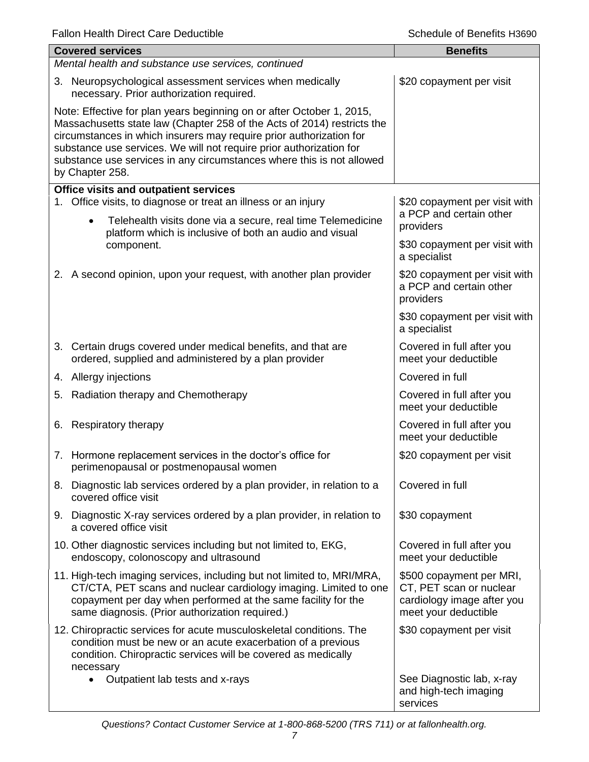| Covered services | Benefits |
|---|---|
| *Mental health and substance use services, continued* | |
| 3. Neuropsychological assessment services when medically necessary. Prior authorization required. | \$20 copayment per visit |
| Note: Effective for plan years beginning on or after October 1, 2015, Massachusetts state law (Chapter 258 of the Acts of 2014) restricts the circumstances in which insurers may require prior authorization for substance use services. We will not require prior authorization for substance use services in any circumstances where this is not allowed by Chapter 258. | |
| **Office visits and outpatient services** | |
| 1. Office visits, to diagnose or treat an illness or an injury<br>• Telehealth visits done via a secure, real time Telemedicine platform which is inclusive of both an audio and visual component. | \$20 copayment per visit with a PCP and certain other providers<br><br>\$30 copayment per visit with a specialist |
| 2. A second opinion, upon your request, with another plan provider | \$20 copayment per visit with a PCP and certain other providers<br><br>\$30 copayment per visit with a specialist |
| 3. Certain drugs covered under medical benefits, and that are ordered, supplied and administered by a plan provider | Covered in full after you meet your deductible |
| 4. Allergy injections | Covered in full |
| 5. Radiation therapy and Chemotherapy | Covered in full after you meet your deductible |
| 6. Respiratory therapy | Covered in full after you meet your deductible |
| 7. Hormone replacement services in the doctor's office for perimenopausal or postmenopausal women | \$20 copayment per visit |
| 8. Diagnostic lab services ordered by a plan provider, in relation to a covered office visit | Covered in full |
| 9. Diagnostic X-ray services ordered by a plan provider, in relation to a covered office visit | \$30 copayment |
| 10. Other diagnostic services including but not limited to, EKG, endoscopy, colonoscopy and ultrasound | Covered in full after you meet your deductible |
| 11. High-tech imaging services, including but not limited to, MRI/MRA, CT/CTA, PET scans and nuclear cardiology imaging. Limited to one copayment per day when performed at the same facility for the same diagnosis. (Prior authorization required.) | \$500 copayment per MRI, CT, PET scan or nuclear cardiology image after you meet your deductible |
| 12. Chiropractic services for acute musculoskeletal conditions. The condition must be new or an acute exacerbation of a previous condition. Chiropractic services will be covered as medically necessary | \$30 copayment per visit |
| • Outpatient lab tests and x-rays | See Diagnostic lab, x-ray and high-tech imaging services |

*Questions? Contact Customer Service at 1-800-868-5200 (TRS 711) or at fallonhealth.org.*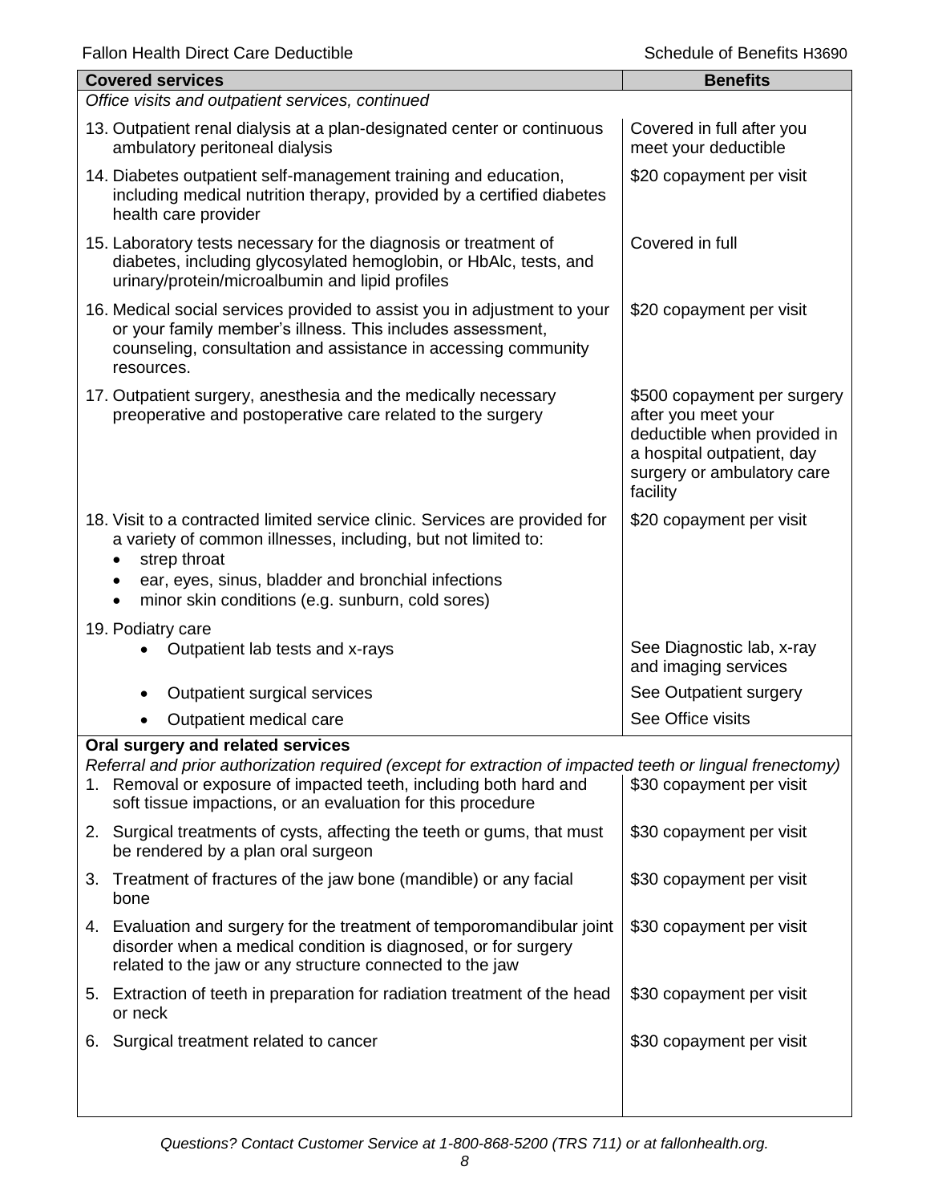| Covered services | Benefits |
|---|---|
| *Office visits and outpatient services, continued* | |
| 13. Outpatient renal dialysis at a plan-designated center or continuous ambulatory peritoneal dialysis | Covered in full after you meet your deductible |
| 14. Diabetes outpatient self-management training and education, including medical nutrition therapy, provided by a certified diabetes health care provider | $20 copayment per visit |
| 15. Laboratory tests necessary for the diagnosis or treatment of diabetes, including glycosylated hemoglobin, or HbAlc, tests, and urinary/protein/microalbumin and lipid profiles | Covered in full |
| 16. Medical social services provided to assist you in adjustment to your or your family member's illness. This includes assessment, counseling, consultation and assistance in accessing community resources. | $20 copayment per visit |
| 17. Outpatient surgery, anesthesia and the medically necessary preoperative and postoperative care related to the surgery | $500 copayment per surgery after you meet your deductible when provided in a hospital outpatient, day surgery or ambulatory care facility |
| 18. Visit to a contracted limited service clinic. Services are provided for a variety of common illnesses, including, but not limited to: <br>• strep throat <br>• ear, eyes, sinus, bladder and bronchial infections <br>• minor skin conditions (e.g. sunburn, cold sores) | $20 copayment per visit |
| 19. Podiatry care | |
| • Outpatient lab tests and x-rays | See Diagnostic lab, x-ray and imaging services |
| • Outpatient surgical services | See Outpatient surgery |
| • Outpatient medical care | See Office visits |
| **Oral surgery and related services** <br>*Referral and prior authorization required (except for extraction of impacted teeth or lingual frenectomy)* | |
| 1. Removal or exposure of impacted teeth, including both hard and soft tissue impactions, or an evaluation for this procedure | $30 copayment per visit |
| 2. Surgical treatments of cysts, affecting the teeth or gums, that must be rendered by a plan oral surgeon | $30 copayment per visit |
| 3. Treatment of fractures of the jaw bone (mandible) or any facial bone | $30 copayment per visit |
| 4. Evaluation and surgery for the treatment of temporomandibular joint disorder when a medical condition is diagnosed, or for surgery related to the jaw or any structure connected to the jaw | $30 copayment per visit |
| 5. Extraction of teeth in preparation for radiation treatment of the head or neck | $30 copayment per visit |
| 6. Surgical treatment related to cancer | $30 copayment per visit |

*Questions? Contact Customer Service at 1-800-868-5200 (TRS 711) or at fallonhealth.org.*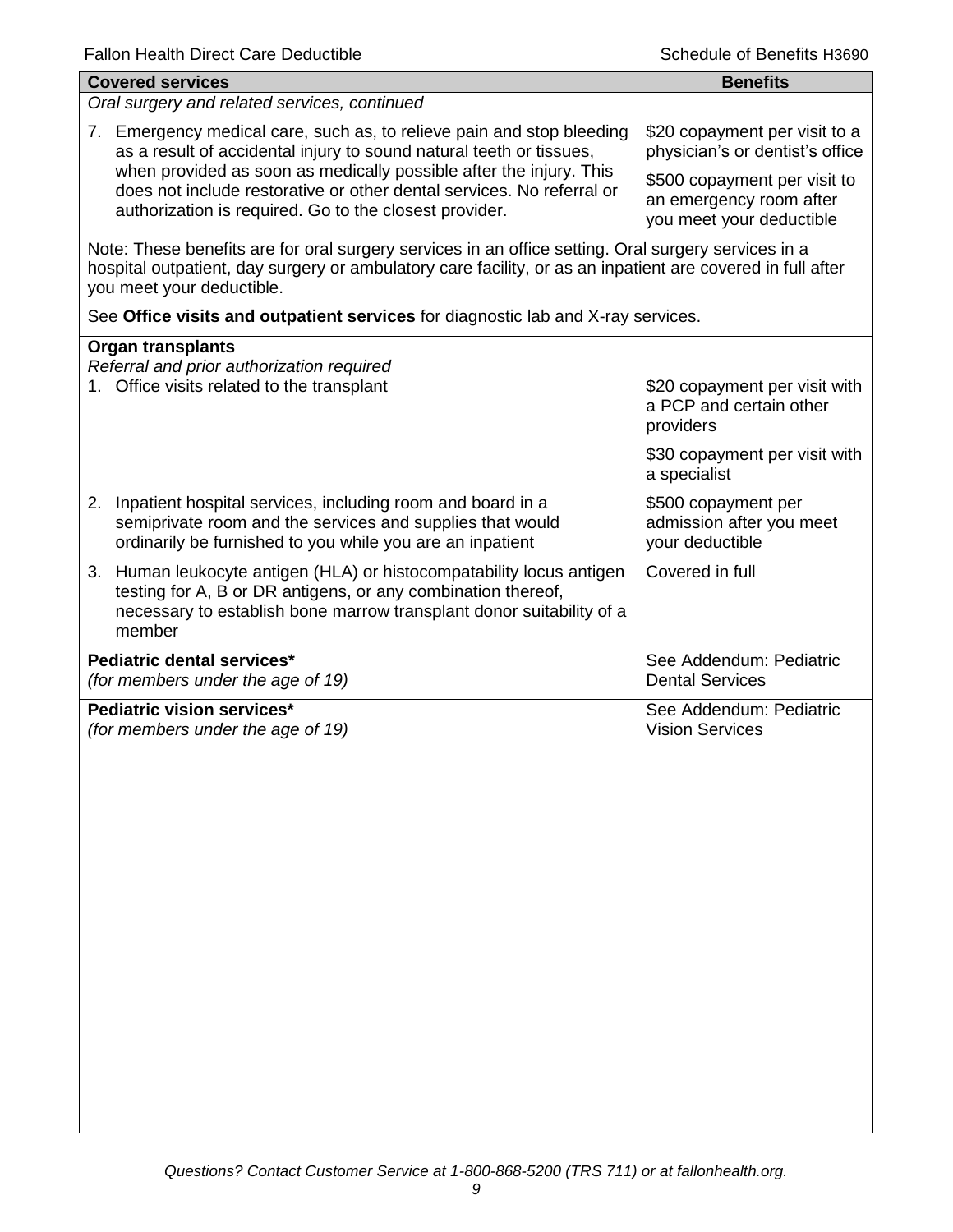| Covered services | Benefits |
|---|---|
| *Oral surgery and related services, continued* | |
| 7. Emergency medical care, such as, to relieve pain and stop bleeding as a result of accidental injury to sound natural teeth or tissues, when provided as soon as medically possible after the injury. This does not include restorative or other dental services. No referral or authorization is required. Go to the closest provider. | $20 copayment per visit to a physician's or dentist's office<br><br>$500 copayment per visit to an emergency room after you meet your deductible |
| Note: These benefits are for oral surgery services in an office setting. Oral surgery services in a hospital outpatient, day surgery or ambulatory care facility, or as an inpatient are covered in full after you meet your deductible.<br><br>See **Office visits and outpatient services** for diagnostic lab and X-ray services. | |
| **Organ transplants**<br>*Referral and prior authorization required*<br>1. Office visits related to the transplant | $20 copayment per visit with a PCP and certain other providers<br><br>$30 copayment per visit with a specialist |
| 2. Inpatient hospital services, including room and board in a semiprivate room and the services and supplies that would ordinarily be furnished to you while you are an inpatient | $500 copayment per admission after you meet your deductible |
| 3. Human leukocyte antigen (HLA) or histocompatability locus antigen testing for A, B or DR antigens, or any combination thereof, necessary to establish bone marrow transplant donor suitability of a member | Covered in full |
| **Pediatric dental services***<br>*(for members under the age of 19)* | See Addendum: Pediatric Dental Services |
| **Pediatric vision services***<br>*(for members under the age of 19)* | See Addendum: Pediatric Vision Services |

*Questions? Contact Customer Service at 1-800-868-5200 (TRS 711) or at fallonhealth.org.*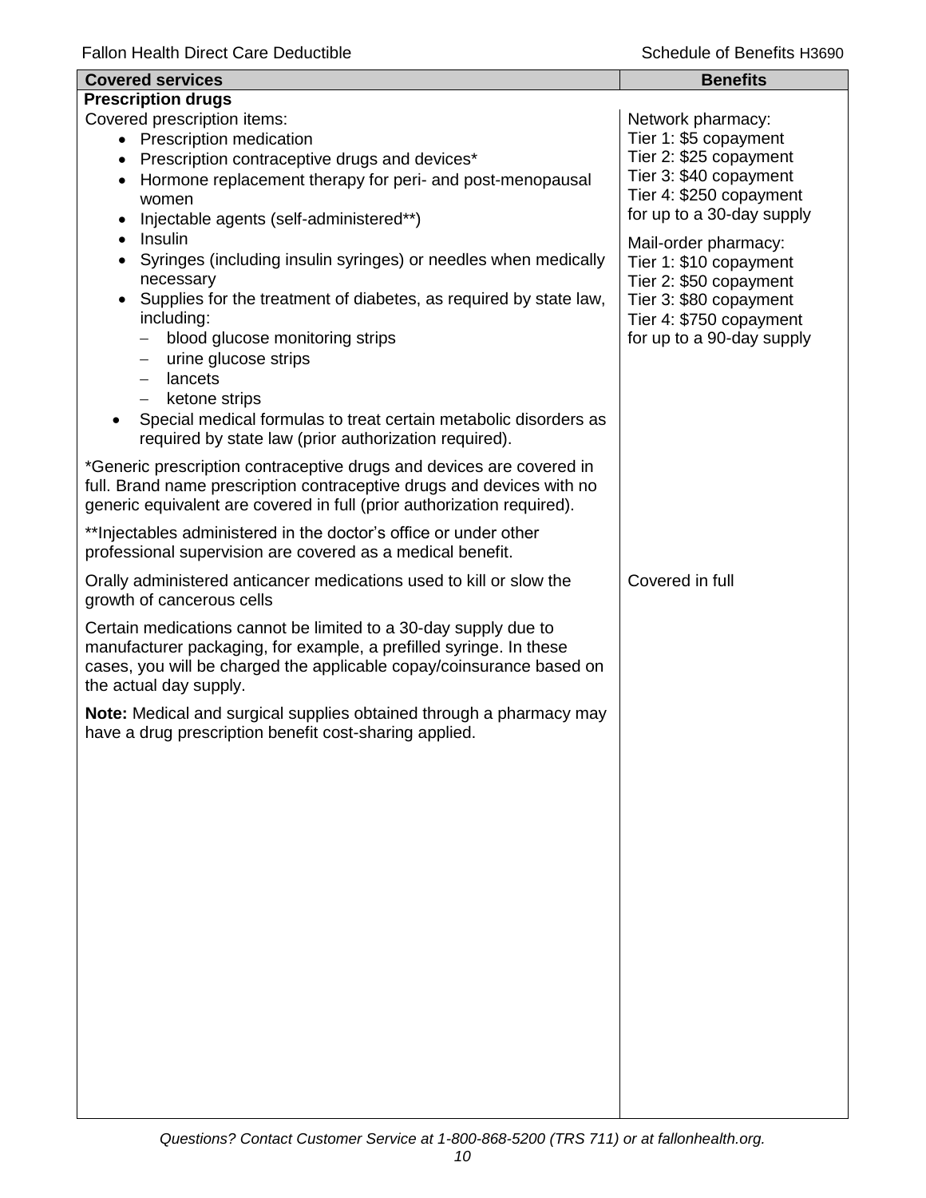| Covered services | Benefits |
|---|---|
| **Prescription drugs** | |
| Covered prescription items:<br>• Prescription medication<br>• Prescription contraceptive drugs and devices*<br>• Hormone replacement therapy for peri- and post-menopausal women<br>• Injectable agents (self-administered**)<br>• Insulin<br>• Syringes (including insulin syringes) or needles when medically necessary<br>• Supplies for the treatment of diabetes, as required by state law, including:<br>  – blood glucose monitoring strips<br>  – urine glucose strips<br>  – lancets<br>  – ketone strips<br>• Special medical formulas to treat certain metabolic disorders as required by state law (prior authorization required).<br><br>*Generic prescription contraceptive drugs and devices are covered in full. Brand name prescription contraceptive drugs and devices with no generic equivalent are covered in full (prior authorization required).<br><br>**Injectables administered in the doctor's office or under other professional supervision are covered as a medical benefit. | Network pharmacy:<br>Tier 1: $5 copayment<br>Tier 2: $25 copayment<br>Tier 3: $40 copayment<br>Tier 4: $250 copayment<br>for up to a 30-day supply<br><br>Mail-order pharmacy:<br>Tier 1: $10 copayment<br>Tier 2: $50 copayment<br>Tier 3: $80 copayment<br>Tier 4: $750 copayment<br>for up to a 90-day supply |
| Orally administered anticancer medications used to kill or slow the growth of cancerous cells<br><br>Certain medications cannot be limited to a 30-day supply due to manufacturer packaging, for example, a prefilled syringe. In these cases, you will be charged the applicable copay/coinsurance based on the actual day supply.<br><br>**Note:** Medical and surgical supplies obtained through a pharmacy may have a drug prescription benefit cost-sharing applied. | Covered in full |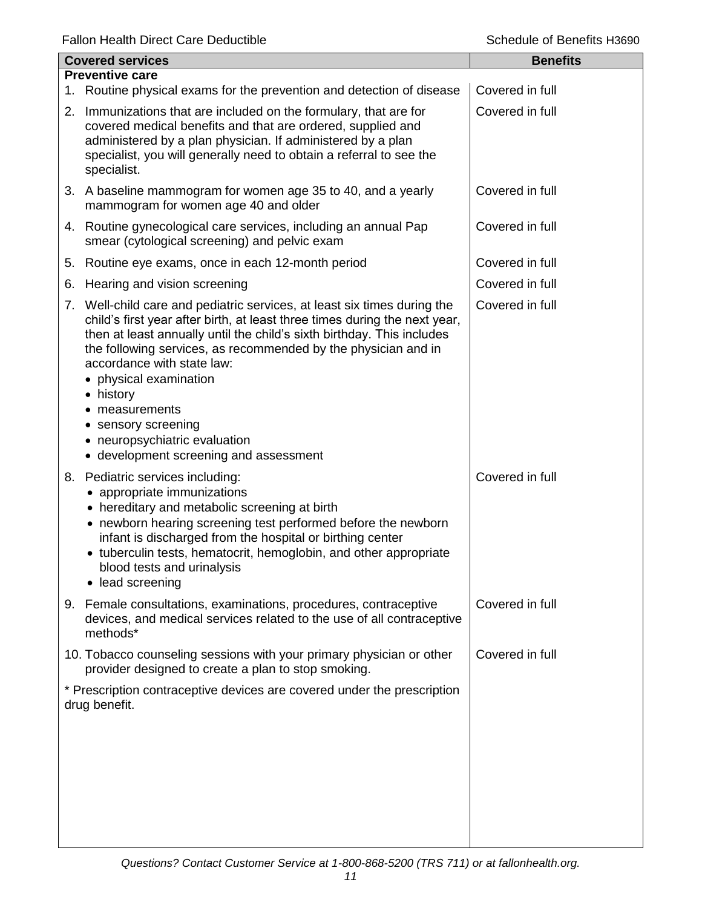| Covered services | Benefits |
| --- | --- |
| **Preventive care** | |
| 1. Routine physical exams for the prevention and detection of disease | Covered in full |
| 2. Immunizations that are included on the formulary, that are for covered medical benefits and that are ordered, supplied and administered by a plan physician. If administered by a plan specialist, you will generally need to obtain a referral to see the specialist. | Covered in full |
| 3. A baseline mammogram for women age 35 to 40, and a yearly mammogram for women age 40 and older | Covered in full |
| 4. Routine gynecological care services, including an annual Pap smear (cytological screening) and pelvic exam | Covered in full |
| 5. Routine eye exams, once in each 12-month period | Covered in full |
| 6. Hearing and vision screening | Covered in full |
| 7. Well-child care and pediatric services, at least six times during the child's first year after birth, at least three times during the next year, then at least annually until the child's sixth birthday. This includes the following services, as recommended by the physician and in accordance with state law:<br>• physical examination<br>• history<br>• measurements<br>• sensory screening<br>• neuropsychiatric evaluation<br>• development screening and assessment | Covered in full |
| 8. Pediatric services including:<br>• appropriate immunizations<br>• hereditary and metabolic screening at birth<br>• newborn hearing screening test performed before the newborn infant is discharged from the hospital or birthing center<br>• tuberculin tests, hematocrit, hemoglobin, and other appropriate blood tests and urinalysis<br>• lead screening | Covered in full |
| 9. Female consultations, examinations, procedures, contraceptive devices, and medical services related to the use of all contraceptive methods* | Covered in full |
| 10. Tobacco counseling sessions with your primary physician or other provider designed to create a plan to stop smoking. | Covered in full |
| * Prescription contraceptive devices are covered under the prescription drug benefit. | |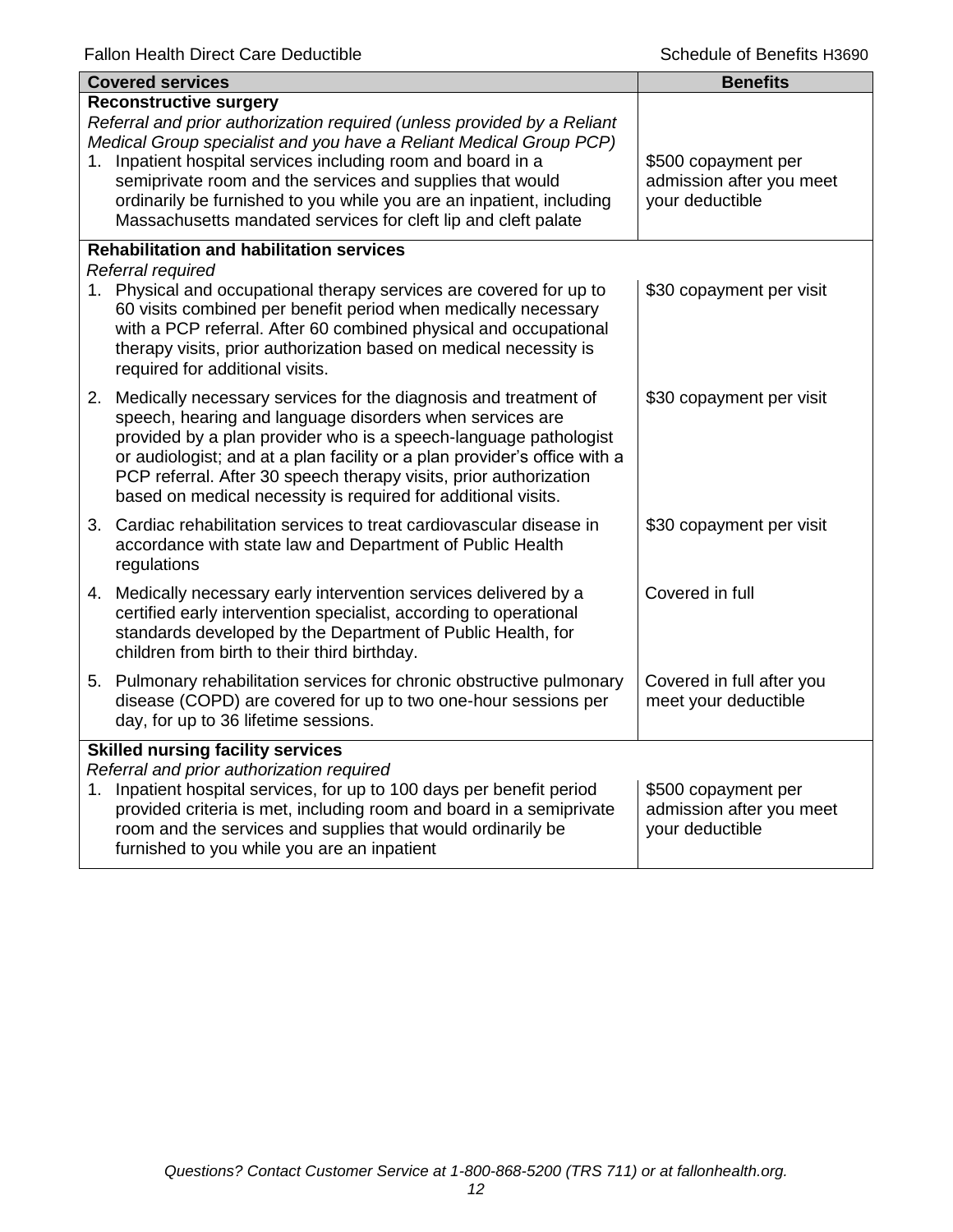| Covered services | Benefits |
|---|---|
| **Reconstructive surgery**<br>*Referral and prior authorization required (unless provided by a Reliant Medical Group specialist and you have a Reliant Medical Group PCP)*<br>1. Inpatient hospital services including room and board in a semiprivate room and the services and supplies that would ordinarily be furnished to you while you are an inpatient, including Massachusetts mandated services for cleft lip and cleft palate | $500 copayment per admission after you meet your deductible |
| **Rehabilitation and habilitation services**<br>*Referral required*<br>1. Physical and occupational therapy services are covered for up to 60 visits combined per benefit period when medically necessary with a PCP referral. After 60 combined physical and occupational therapy visits, prior authorization based on medical necessity is required for additional visits. | $30 copayment per visit |
| 2. Medically necessary services for the diagnosis and treatment of speech, hearing and language disorders when services are provided by a plan provider who is a speech-language pathologist or audiologist; and at a plan facility or a plan provider's office with a PCP referral. After 30 speech therapy visits, prior authorization based on medical necessity is required for additional visits. | $30 copayment per visit |
| 3. Cardiac rehabilitation services to treat cardiovascular disease in accordance with state law and Department of Public Health regulations | $30 copayment per visit |
| 4. Medically necessary early intervention services delivered by a certified early intervention specialist, according to operational standards developed by the Department of Public Health, for children from birth to their third birthday. | Covered in full |
| 5. Pulmonary rehabilitation services for chronic obstructive pulmonary disease (COPD) are covered for up to two one-hour sessions per day, for up to 36 lifetime sessions. | Covered in full after you meet your deductible |
| **Skilled nursing facility services**<br>*Referral and prior authorization required*<br>1. Inpatient hospital services, for up to 100 days per benefit period provided criteria is met, including room and board in a semiprivate room and the services and supplies that would ordinarily be furnished to you while you are an inpatient | $500 copayment per admission after you meet your deductible |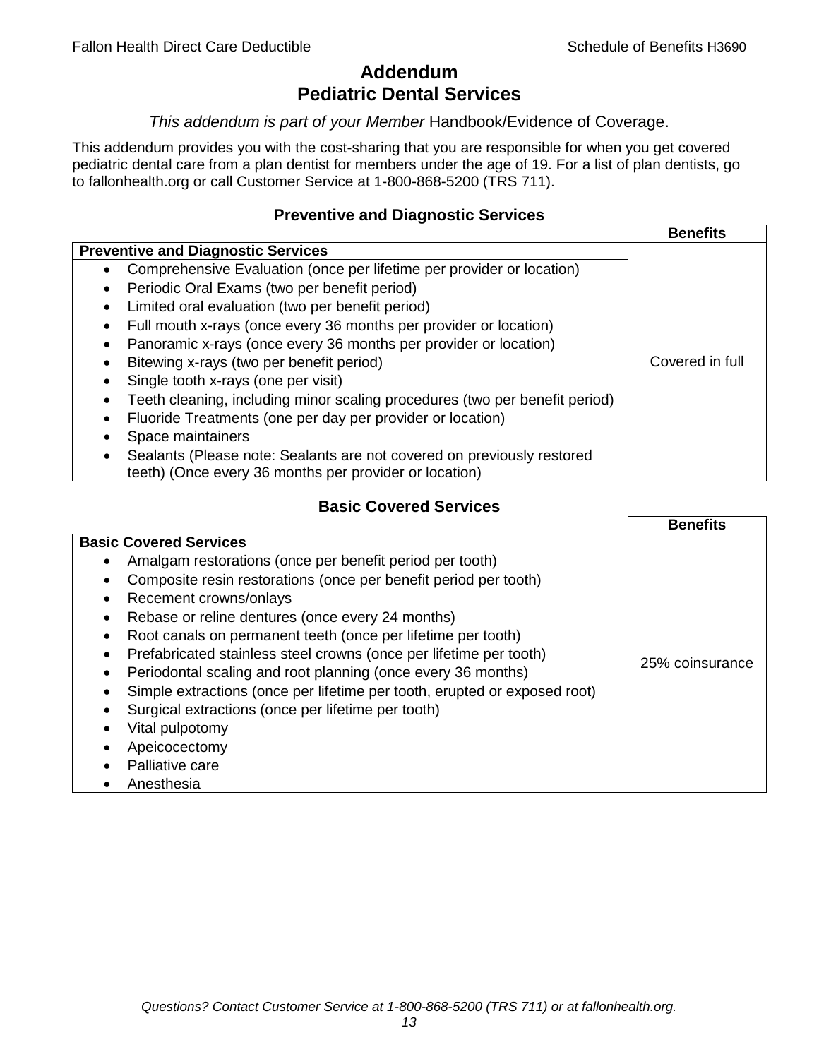# Addendum
# Pediatric Dental Services

*This addendum is part of your Member* Handbook/Evidence of Coverage.

This addendum provides you with the cost-sharing that you are responsible for when you get covered pediatric dental care from a plan dentist for members under the age of 19. For a list of plan dentists, go to fallonhealth.org or call Customer Service at 1-800-868-5200 (TRS 711).

## Preventive and Diagnostic Services

| | **Benefits** |
|---|---|
| **Preventive and Diagnostic Services**<br>• Comprehensive Evaluation (once per lifetime per provider or location)<br>• Periodic Oral Exams (two per benefit period)<br>• Limited oral evaluation (two per benefit period)<br>• Full mouth x-rays (once every 36 months per provider or location)<br>• Panoramic x-rays (once every 36 months per provider or location)<br>• Bitewing x-rays (two per benefit period)<br>• Single tooth x-rays (one per visit)<br>• Teeth cleaning, including minor scaling procedures (two per benefit period)<br>• Fluoride Treatments (one per day per provider or location)<br>• Space maintainers<br>• Sealants (Please note: Sealants are not covered on previously restored teeth) (Once every 36 months per provider or location) | Covered in full |

## Basic Covered Services

| | **Benefits** |
|---|---|
| **Basic Covered Services**<br>• Amalgam restorations (once per benefit period per tooth)<br>• Composite resin restorations (once per benefit period per tooth)<br>• Recement crowns/onlays<br>• Rebase or reline dentures (once every 24 months)<br>• Root canals on permanent teeth (once per lifetime per tooth)<br>• Prefabricated stainless steel crowns (once per lifetime per tooth)<br>• Periodontal scaling and root planning (once every 36 months)<br>• Simple extractions (once per lifetime per tooth, erupted or exposed root)<br>• Surgical extractions (once per lifetime per tooth)<br>• Vital pulpotomy<br>• Apeicocectomy<br>• Palliative care<br>• Anesthesia | 25% coinsurance |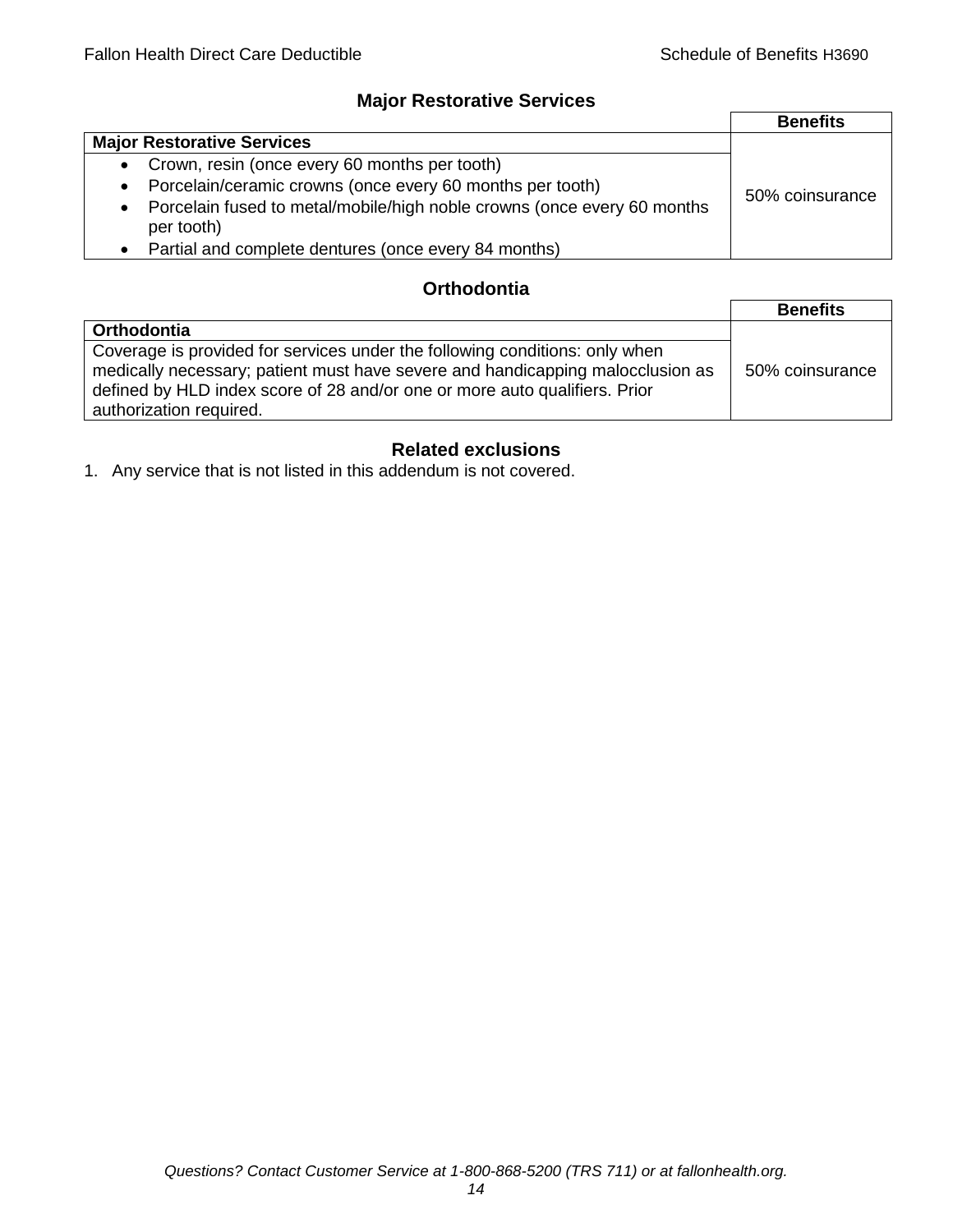## Major Restorative Services

| | Benefits |
|---|---|
| **Major Restorative Services** | |
| • Crown, resin (once every 60 months per tooth)<br>• Porcelain/ceramic crowns (once every 60 months per tooth)<br>• Porcelain fused to metal/mobile/high noble crowns (once every 60 months per tooth)<br>• Partial and complete dentures (once every 84 months) | 50% coinsurance |

## Orthodontia

| | Benefits |
|---|---|
| **Orthodontia** | |
| Coverage is provided for services under the following conditions: only when medically necessary; patient must have severe and handicapping malocclusion as defined by HLD index score of 28 and/or one or more auto qualifiers. Prior authorization required. | 50% coinsurance |

## Related exclusions

1. Any service that is not listed in this addendum is not covered.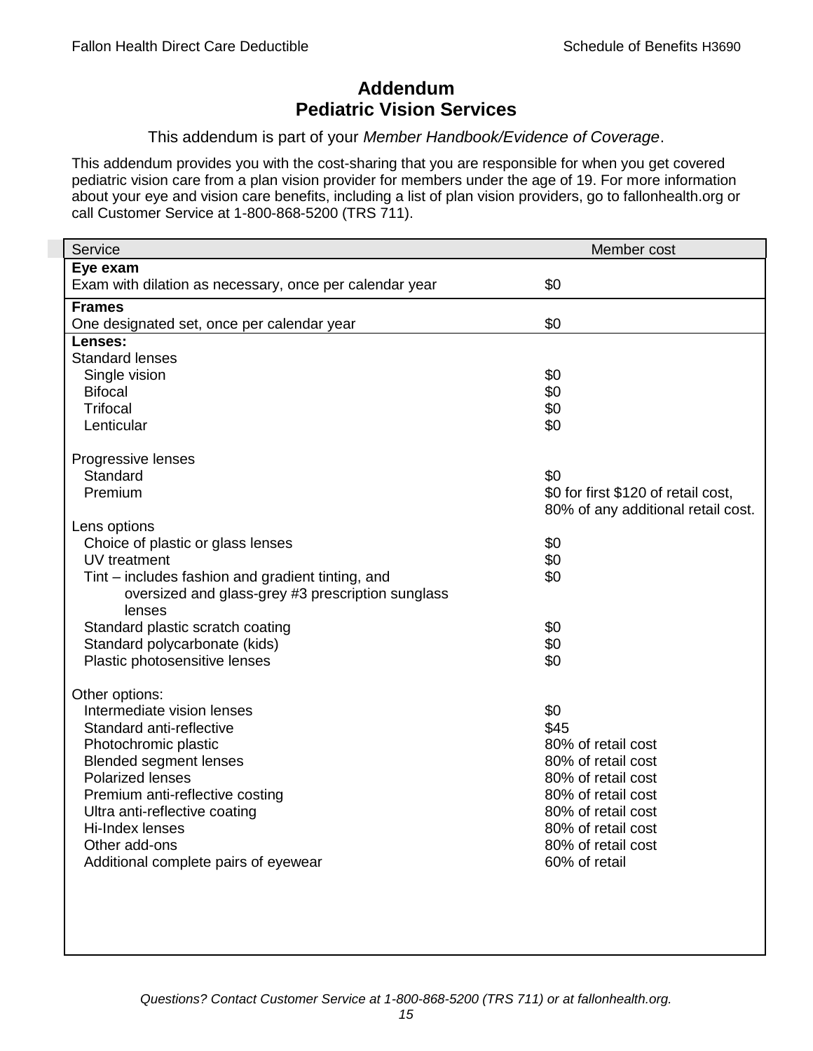# Addendum
# Pediatric Vision Services

This addendum is part of your *Member Handbook/Evidence of Coverage*.

This addendum provides you with the cost-sharing that you are responsible for when you get covered pediatric vision care from a plan vision provider for members under the age of 19. For more information about your eye and vision care benefits, including a list of plan vision providers, go to fallonhealth.org or call Customer Service at 1-800-868-5200 (TRS 711).

| Service | Member cost |
|---|---|
| **Eye exam** | |
| Exam with dilation as necessary, once per calendar year | $0 |
| **Frames** | |
| One designated set, once per calendar year | $0 |
| **Lenses:** | |
| Standard lenses | |
| Single vision | $0 |
| Bifocal | $0 |
| Trifocal | $0 |
| Lenticular | $0 |
| Progressive lenses | |
| Standard | $0 |
| Premium | $0 for first $120 of retail cost, 80% of any additional retail cost. |
| Lens options | |
| Choice of plastic or glass lenses | $0 |
| UV treatment | $0 |
| Tint – includes fashion and gradient tinting, and oversized and glass-grey #3 prescription sunglass lenses | $0 |
| Standard plastic scratch coating | $0 |
| Standard polycarbonate (kids) | $0 |
| Plastic photosensitive lenses | $0 |
| Other options: | |
| Intermediate vision lenses | $0 |
| Standard anti-reflective | $45 |
| Photochromic plastic | 80% of retail cost |
| Blended segment lenses | 80% of retail cost |
| Polarized lenses | 80% of retail cost |
| Premium anti-reflective costing | 80% of retail cost |
| Ultra anti-reflective coating | 80% of retail cost |
| Hi-Index lenses | 80% of retail cost |
| Other add-ons | 80% of retail cost |
| Additional complete pairs of eyewear | 60% of retail |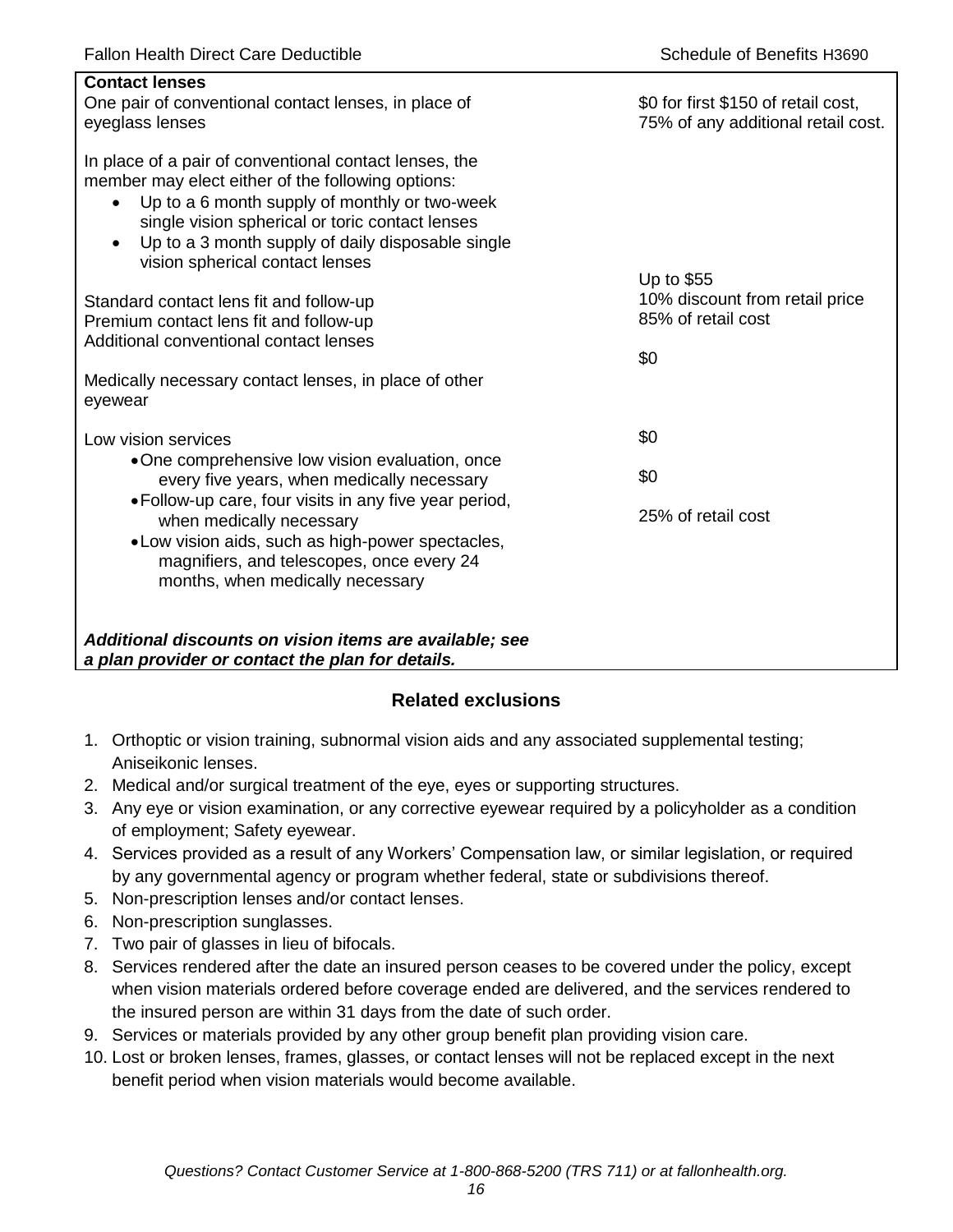| **Contact lenses** | |
| --- | --- |
| One pair of conventional contact lenses, in place of eyeglass lenses | $0 for first $150 of retail cost, 75% of any additional retail cost. |
| In place of a pair of conventional contact lenses, the member may elect either of the following options:<br>• Up to a 6 month supply of monthly or two-week single vision spherical or toric contact lenses<br>• Up to a 3 month supply of daily disposable single vision spherical contact lenses | |
| Standard contact lens fit and follow-up | Up to $55 |
| Premium contact lens fit and follow-up | 10% discount from retail price |
| Additional conventional contact lenses | 85% of retail cost |
| Medically necessary contact lenses, in place of other eyewear | $0 |
| Low vision services | |
| • One comprehensive low vision evaluation, once every five years, when medically necessary | $0 |
| • Follow-up care, four visits in any five year period, when medically necessary | $0 |
| • Low vision aids, such as high-power spectacles, magnifiers, and telescopes, once every 24 months, when medically necessary | 25% of retail cost |
| ***Additional discounts on vision items are available; see a plan provider or contact the plan for details.*** | |

## Related exclusions

1. Orthoptic or vision training, subnormal vision aids and any associated supplemental testing; Aniseikonic lenses.
2. Medical and/or surgical treatment of the eye, eyes or supporting structures.
3. Any eye or vision examination, or any corrective eyewear required by a policyholder as a condition of employment; Safety eyewear.
4. Services provided as a result of any Workers' Compensation law, or similar legislation, or required by any governmental agency or program whether federal, state or subdivisions thereof.
5. Non-prescription lenses and/or contact lenses.
6. Non-prescription sunglasses.
7. Two pair of glasses in lieu of bifocals.
8. Services rendered after the date an insured person ceases to be covered under the policy, except when vision materials ordered before coverage ended are delivered, and the services rendered to the insured person are within 31 days from the date of such order.
9. Services or materials provided by any other group benefit plan providing vision care.
10. Lost or broken lenses, frames, glasses, or contact lenses will not be replaced except in the next benefit period when vision materials would become available.

*Questions? Contact Customer Service at 1-800-868-5200 (TRS 711) or at fallonhealth.org.*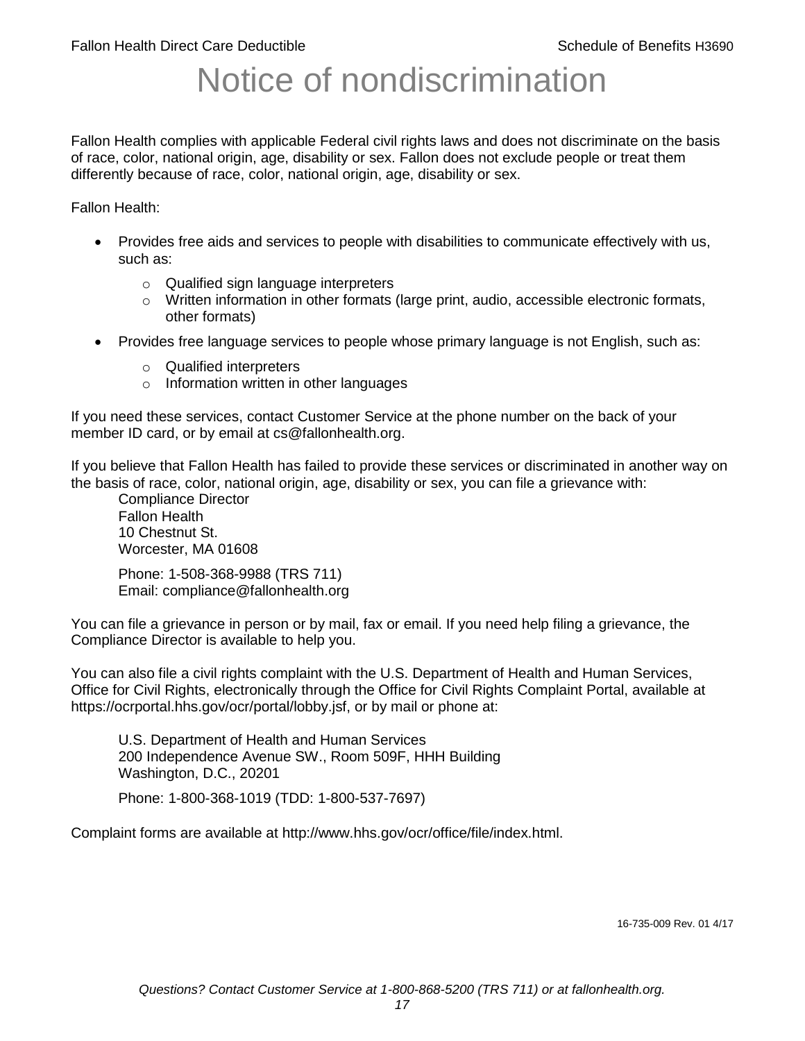# Notice of nondiscrimination

Fallon Health complies with applicable Federal civil rights laws and does not discriminate on the basis of race, color, national origin, age, disability or sex. Fallon does not exclude people or treat them differently because of race, color, national origin, age, disability or sex.

Fallon Health:

- Provides free aids and services to people with disabilities to communicate effectively with us, such as:
  - Qualified sign language interpreters
  - Written information in other formats (large print, audio, accessible electronic formats, other formats)
- Provides free language services to people whose primary language is not English, such as:
  - Qualified interpreters
  - Information written in other languages

If you need these services, contact Customer Service at the phone number on the back of your member ID card, or by email at cs@fallonhealth.org.

If you believe that Fallon Health has failed to provide these services or discriminated in another way on the basis of race, color, national origin, age, disability or sex, you can file a grievance with:

Compliance Director
Fallon Health
10 Chestnut St.
Worcester, MA 01608

Phone: 1-508-368-9988 (TRS 711)
Email: compliance@fallonhealth.org

You can file a grievance in person or by mail, fax or email. If you need help filing a grievance, the Compliance Director is available to help you.

You can also file a civil rights complaint with the U.S. Department of Health and Human Services, Office for Civil Rights, electronically through the Office for Civil Rights Complaint Portal, available at https://ocrportal.hhs.gov/ocr/portal/lobby.jsf, or by mail or phone at:

U.S. Department of Health and Human Services
200 Independence Avenue SW., Room 509F, HHH Building
Washington, D.C., 20201

Phone: 1-800-368-1019 (TDD: 1-800-537-7697)

Complaint forms are available at http://www.hhs.gov/ocr/office/file/index.html.

16-735-009 Rev. 01 4/17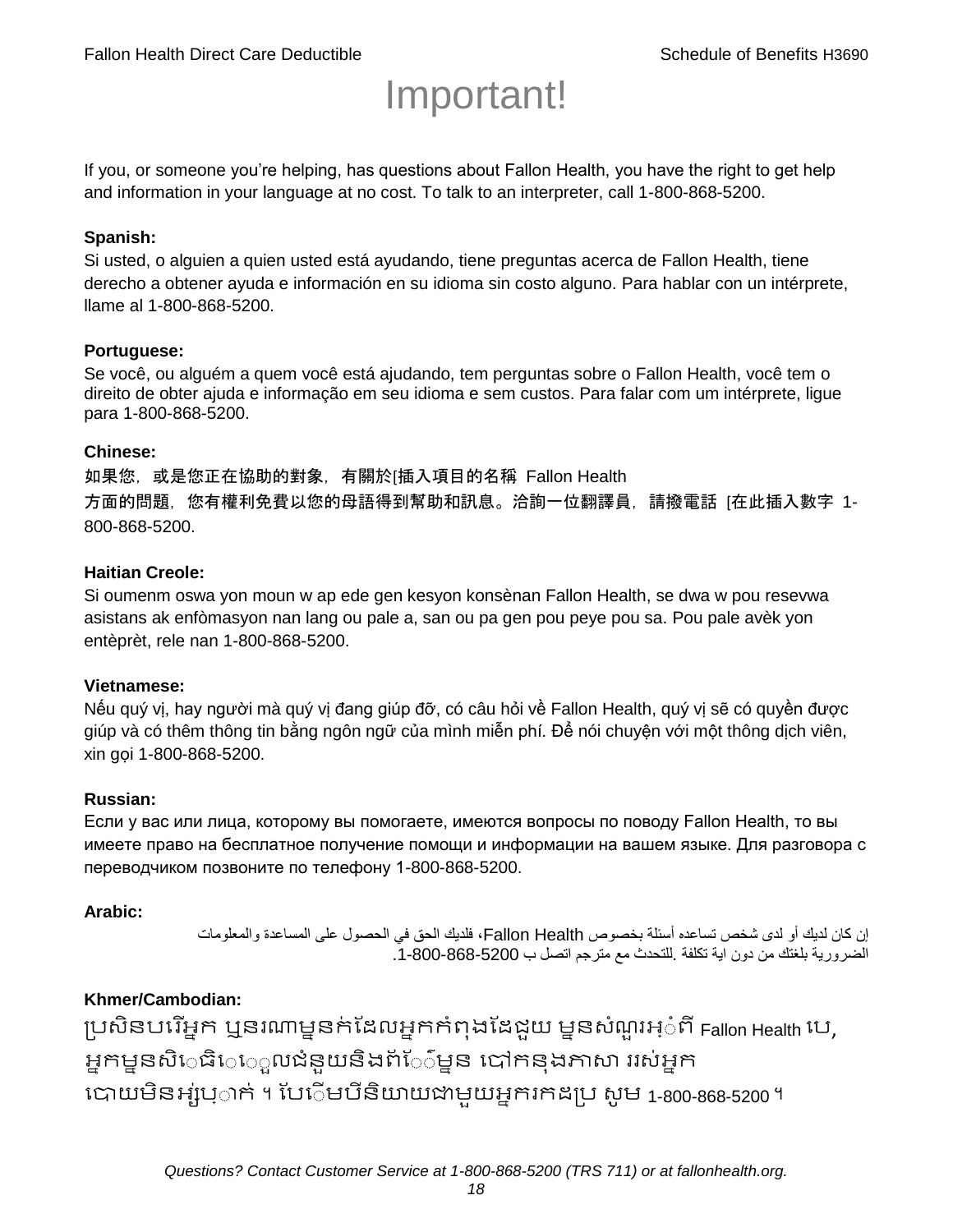# Important!

If you, or someone you're helping, has questions about Fallon Health, you have the right to get help and information in your language at no cost. To talk to an interpreter, call 1-800-868-5200.

**Spanish:**
Si usted, o alguien a quien usted está ayudando, tiene preguntas acerca de Fallon Health, tiene derecho a obtener ayuda e información en su idioma sin costo alguno. Para hablar con un intérprete, llame al 1-800-868-5200.

**Portuguese:**
Se você, ou alguém a quem você está ajudando, tem perguntas sobre o Fallon Health, você tem o direito de obter ajuda e informação em seu idioma e sem custos. Para falar com um intérprete, ligue para 1-800-868-5200.

**Chinese:**
如果您，或是您正在協助的對象，有關於[插入項目的名稱 Fallon Health 方面的問題，您有權利免費以您的母語得到幫助和訊息。洽詢一位翻譯員，請撥電話 [在此插入數字 1-800-868-5200.

**Haitian Creole:**
Si oumenm oswa yon moun w ap ede gen kesyon konsènan Fallon Health, se dwa w pou resevwa asistans ak enfòmasyon nan lang ou pale a, san ou pa gen pou peye pou sa. Pou pale avèk yon entèprèt, rele nan 1-800-868-5200.

**Vietnamese:**
Nếu quý vị, hay người mà quý vị đang giúp đỡ, có câu hỏi về Fallon Health, quý vị sẽ có quyền được giúp và có thêm thông tin bằng ngôn ngữ của mình miễn phí. Để nói chuyện với một thông dịch viên, xin gọi 1-800-868-5200.

**Russian:**
Если у вас или лица, которому вы помогаете, имеются вопросы по поводу Fallon Health, то вы имеете право на бесплатное получение помощи и информации на вашем языке. Для разговора с переводчиком позвоните по телефону 1-800-868-5200.

**Arabic:**
إن كان لديك أو لدى شخص تساعده أسئلة بخصوص Fallon Health، فلديك الحق في الحصول على المساعدة والمعلومات الضرورية بلغتك من دون اية تكلفة .للتحدث مع مترجم اتصل ب 1-800-868-5200.

**Khmer/Cambodian:**
ប្រសិនបរើអ្នក ឬនរណាម្នក់ដែលអ្នកកំពុងដែជួយ ម្នសំណួរអ្ំពី Fallon Health បេ, អ្នកម្នសិេធិេេួលជំនួយនិងព័េ៌ម្នន បៅកនុងភាសា ររស់អ្នក បោយមិនអ្ស់បុ្ាក់ ។ បែេិមបីនិយាយជាមួយអ្នករកដប្រ សូម 1-800-868-5200 ។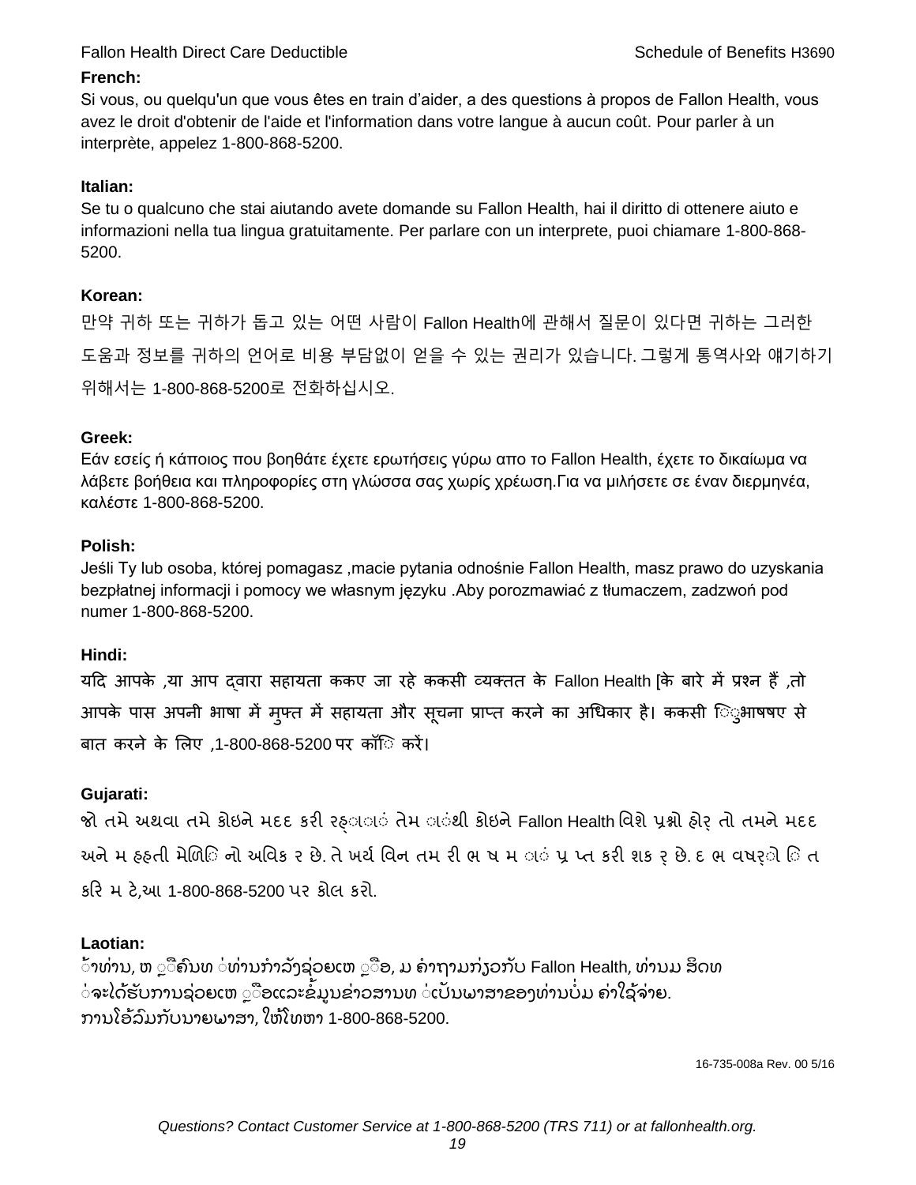**French:**

Si vous, ou quelqu'un que vous êtes en train d'aider, a des questions à propos de Fallon Health, vous avez le droit d'obtenir de l'aide et l'information dans votre langue à aucun coût. Pour parler à un interprète, appelez 1-800-868-5200.

**Italian:**

Se tu o qualcuno che stai aiutando avete domande su Fallon Health, hai il diritto di ottenere aiuto e informazioni nella tua lingua gratuitamente. Per parlare con un interprete, puoi chiamare 1-800-868-5200.

**Korean:**

만약 귀하 또는 귀하가 돕고 있는 어떤 사람이 Fallon Health에 관해서 질문이 있다면 귀하는 그러한 도움과 정보를 귀하의 언어로 비용 부담없이 얻을 수 있는 권리가 있습니다. 그렇게 통역사와 얘기하기 위해서는 1-800-868-5200로 전화하십시오.

**Greek:**

Εάν εσείς ή κάποιος που βοηθάτε έχετε ερωτήσεις γύρω απο το Fallon Health, έχετε το δικαίωμα να λάβετε βοήθεια και πληροφορίες στη γλώσσα σας χωρίς χρέωση.Για να μιλήσετε σε έναν διερμηνέα, καλέστε 1-800-868-5200.

**Polish:**

Jeśli Ty lub osoba, której pomagasz ,macie pytania odnośnie Fallon Health, masz prawo do uzyskania bezpłatnej informacji i pomocy we własnym języku .Aby porozmawiać z tłumaczem, zadzwoń pod numer 1-800-868-5200.

**Hindi:**

यदि आपके ,या आप द्वारा सहायता ककए जा रहे ककसी व्यक्तत के Fallon Health [के बारे में प्रश्न हैं ,तो आपके पास अपनी भाषा में मुफ्त में सहायता और सूचना प्राप्त करने का अधिकार है। ककसी िुभाषषए से बात करने के लिए ,1-800-868-5200 पर कॉि करें।

**Gujarati:**

જો તમે અથવા તમે કોઇને મદદ કરી રહ્યાં તેમ ાંથી કોઇને Fallon Health વિશે પ્રશ્નો હોર્ તો તમને મદદ અને મ હહતી મેળિ નો અવિક ર છે. તે ખર્ચ વિન તમ રી ભ ષ મ ાં પ્ર પ્ત કરી શક ર્ છે. દ ભ વષર્ો િ ત કરિ મ ટે,આ 1-800-868-5200 પર કોલ કરો.

**Laotian:**

ຖ້າທ່ານ, ຫ ຼືຄົນທ ່ທ່ານກໍາລັງຊ່ວຍເຫ ຼືອ, ມ ຄໍາຖາມກ່ຽວກັບ Fallon Health, ທ່ານມ ສິດທ ່ຈະໄດ້ຮັບການຊ່ວຍເຫ ຼືອແລະຂໍ້ມູນຂ່າວສານທ ່ເປັນພາສາຂອງທ່ານບໍ່ມ ຄ່າໃຊ້ຈ່າຍ. ການໂອ້ລົມກັບນາຍພາສາ, ໃຫ້ໂທຫາ 1-800-868-5200.

16-735-008a Rev. 00 5/16

*Questions? Contact Customer Service at 1-800-868-5200 (TRS 711) or at fallonhealth.org.*